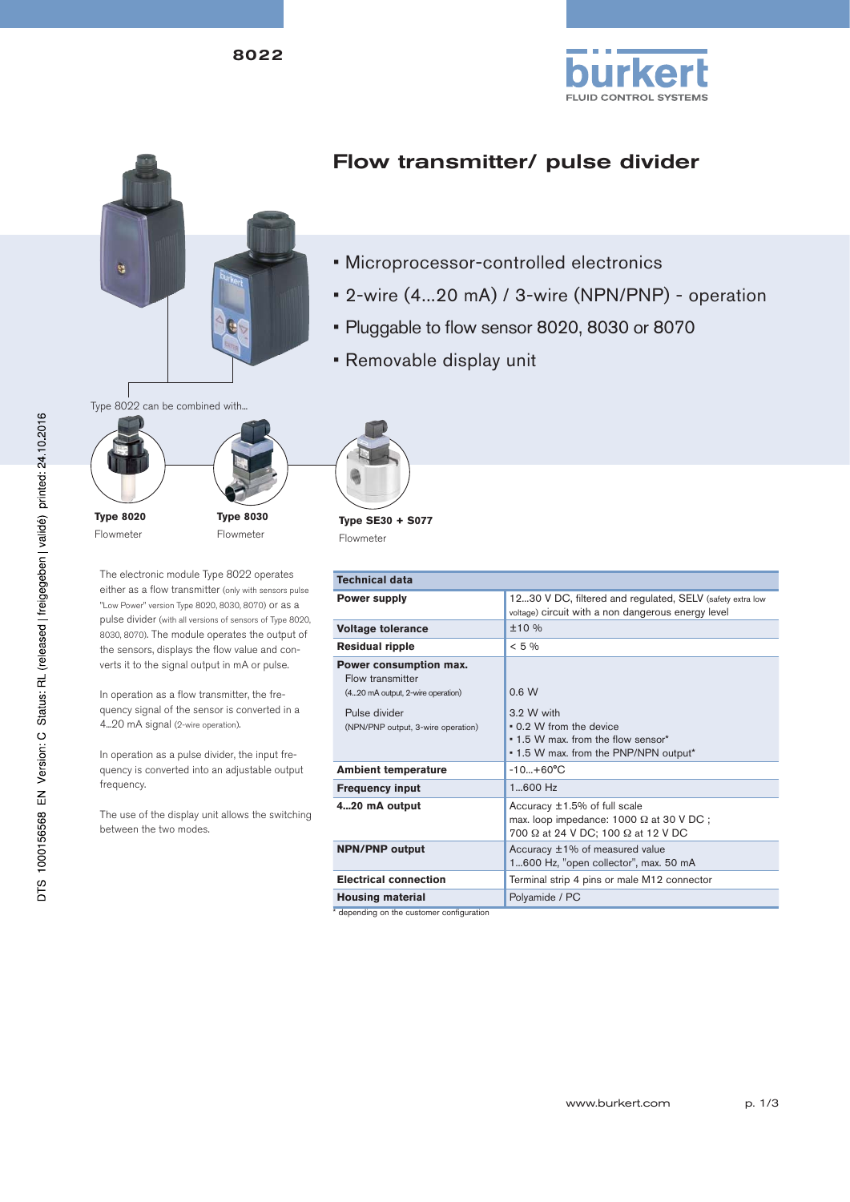8022

# Flow transmitter/ pulse divider

- Microprocessor-controlled electronics
- 2-wire (4...20 mA) / 3-wire (NPN/PNP) - operation
- Pluggable to flow sensor 8020, 8030 or 8070
- Removable display unit

Type 8022 can be combined with...

**Type 8020**
Flowmeter

**Type 8030**
Flowmeter

**Type SE30 + S077**
Flowmeter

The electronic module Type 8022 operates either as a flow transmitter (only with sensors pulse "Low Power" version Type 8020, 8030, 8070) or as a pulse divider (with all versions of sensors of Type 8020, 8030, 8070). The module operates the output of the sensors, displays the flow value and converts it to the signal output in mA or pulse.

In operation as a flow transmitter, the frequency signal of the sensor is converted in a 4...20 mA signal (2-wire operation).

In operation as a pulse divider, the input frequency is converted into an adjustable output frequency.

The use of the display unit allows the switching between the two modes.

| Technical data | |
|---|---|
| **Power supply** | 12...30 V DC, filtered and regulated, SELV (safety extra low voltage) circuit with a non dangerous energy level |
| **Voltage tolerance** | ±10 % |
| **Residual ripple** | < 5 % |
| **Power consumption max.**<br>Flow transmitter<br>(4...20 mA output, 2-wire operation)<br>Pulse divider<br>(NPN/PNP output, 3-wire operation) | <br><br>0.6 W<br>3.2 W with<br>• 0.2 W from the device<br>• 1.5 W max. from the flow sensor*<br>• 1.5 W max. from the PNP/NPN output* |
| **Ambient temperature** | -10...+60°C |
| **Frequency input** | 1...600 Hz |
| **4...20 mA output** | Accuracy ±1.5% of full scale<br>max. loop impedance: 1000 Ω at 30 V DC ;<br>700 Ω at 24 V DC; 100 Ω at 12 V DC |
| **NPN/PNP output** | Accuracy ±1% of measured value<br>1...600 Hz, "open collector", max. 50 mA |
| **Electrical connection** | Terminal strip 4 pins or male M12 connector |
| **Housing material** | Polyamide / PC |

* depending on the customer configuration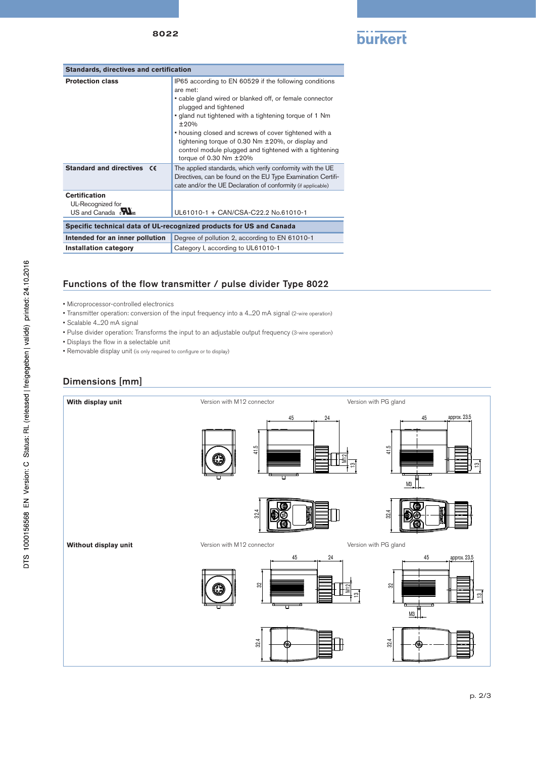| Standards, directives and certification | |
|---|---|
| **Protection class** | IP65 according to EN 60529 if the following conditions are met:<br>• cable gland wired or blanked off, or female connector plugged and tightened<br>• gland nut tightened with a tightening torque of 1 Nm ±20%<br>• housing closed and screws of cover tightened with a tightening torque of 0.30 Nm ±20%, or display and control module plugged and tightened with a tightening torque of 0.30 Nm ±20% |
| **Standard and directives** CE | The applied standards, which verify conformity with the UE Directives, can be found on the EU Type Examination Certificate and/or the UE Declaration of conformity (if applicable) |
| **Certification**<br>UL-Recognized for US and Canada | UL61010-1 + CAN/CSA-C22.2 No.61010-1 |
| **Specific technical data of UL-recognized products for US and Canada** | |
| **Intended for an inner pollution** | Degree of pollution 2, according to EN 61010-1 |
| **Installation category** | Category I, according to UL61010-1 |

## Functions of the flow transmitter / pulse divider Type 8022

- Microprocessor-controlled electronics
- Transmitter operation: conversion of the input frequency into a 4...20 mA signal (2-wire operation)
- Scalable 4...20 mA signal
- Pulse divider operation: Transforms the input to an adjustable output frequency (3-wire operation)
- Displays the flow in a selectable unit
- Removable display unit (is only required to configure or to display)

## Dimensions [mm]

**With display unit**

Version with M12 connector

Version with PG gland

**Without display unit**

Version with M12 connector

Version with PG gland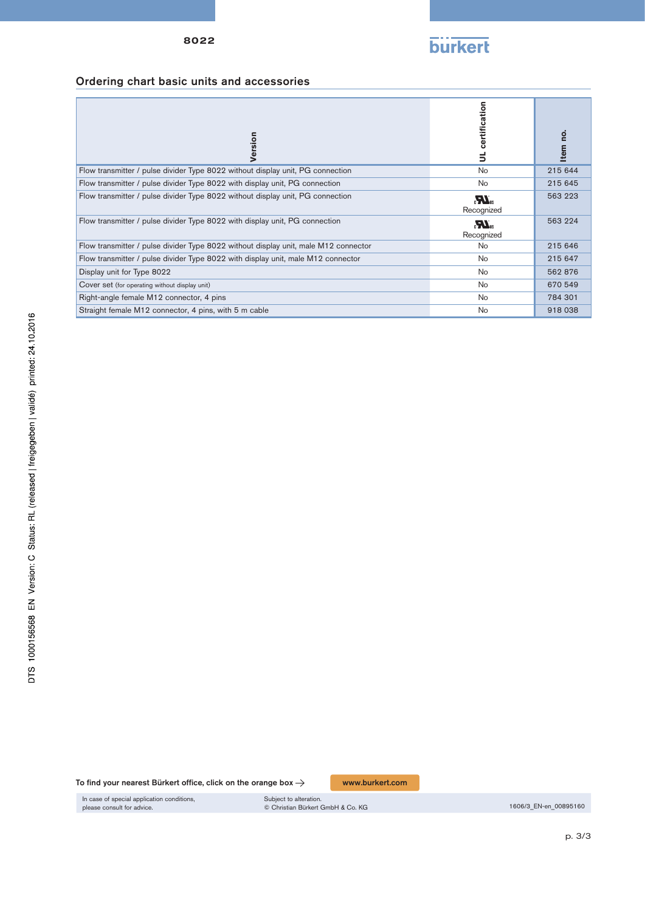## Ordering chart basic units and accessories

| Version | UL certification | Item no. |
|---|---|---|
| Flow transmitter / pulse divider Type 8022 without display unit, PG connection | No | 215 644 |
| Flow transmitter / pulse divider Type 8022 with display unit, PG connection | No | 215 645 |
| Flow transmitter / pulse divider Type 8022 without display unit, PG connection | Recognized | 563 223 |
| Flow transmitter / pulse divider Type 8022 with display unit, PG connection | Recognized | 563 224 |
| Flow transmitter / pulse divider Type 8022 without display unit, male M12 connector | No | 215 646 |
| Flow transmitter / pulse divider Type 8022 with display unit, male M12 connector | No | 215 647 |
| Display unit for Type 8022 | No | 562 876 |
| Cover set (for operating without display unit) | No | 670 549 |
| Right-angle female M12 connector, 4 pins | No | 784 301 |
| Straight female M12 connector, 4 pins, with 5 m cable | No | 918 038 |

To find your nearest Bürkert office, click on the orange box → www.burkert.com

In case of special application conditions, please consult for advice.

Subject to alteration.
© Christian Bürkert GmbH & Co. KG

1606/3_EN-en_00895160